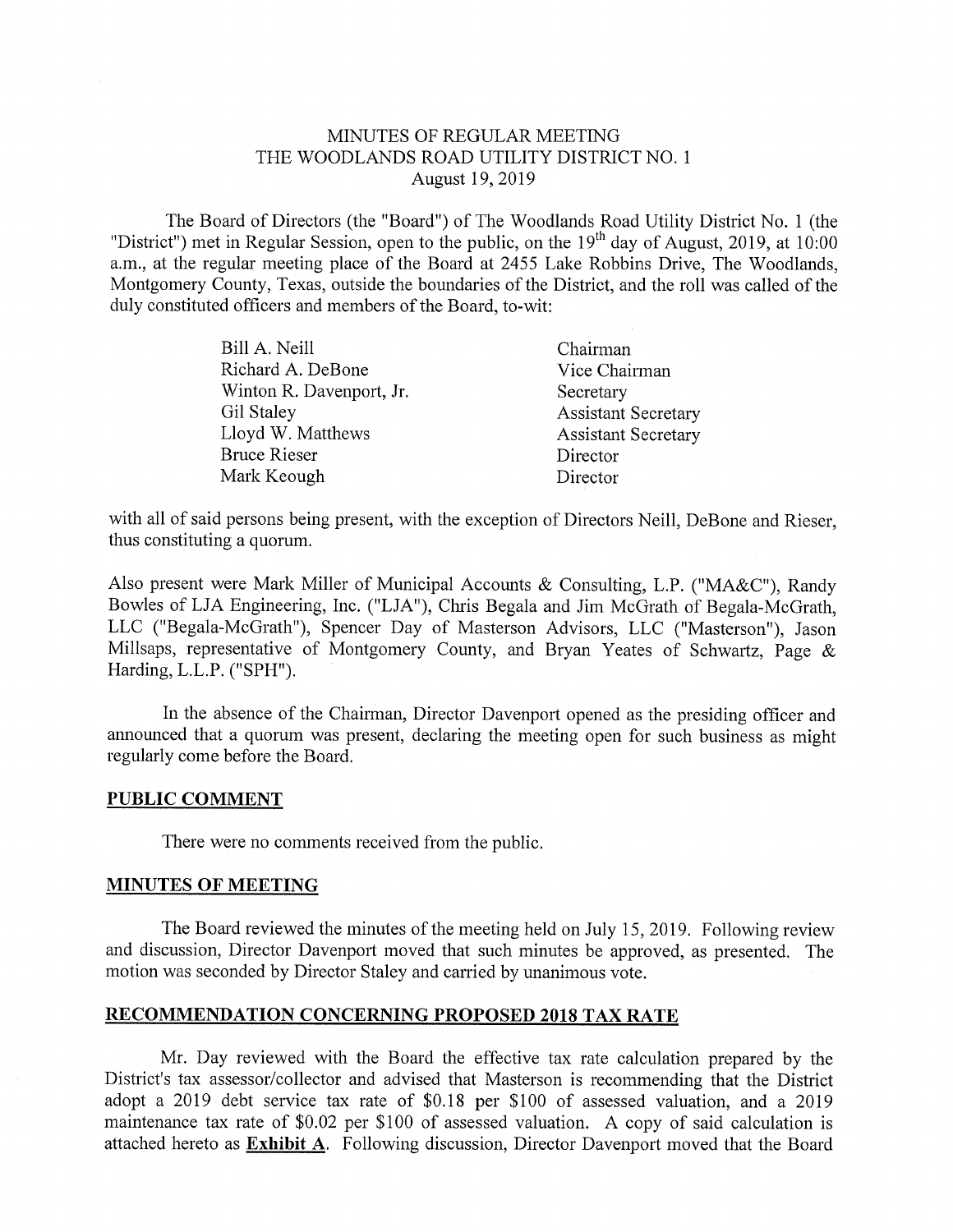# MINUTES OF REGULAR MEETING
# THE WOODLANDS ROAD UTILITY DISTRICT NO. 1
# August 19, 2019

The Board of Directors (the "Board") of The Woodlands Road Utility District No. 1 (the "District") met in Regular Session, open to the public, on the 19th day of August, 2019, at 10:00 a.m., at the regular meeting place of the Board at 2455 Lake Robbins Drive, The Woodlands, Montgomery County, Texas, outside the boundaries of the District, and the roll was called of the duly constituted officers and members of the Board, to-wit:

| | |
|---|---|
| Bill A. Neill | Chairman |
| Richard A. DeBone | Vice Chairman |
| Winton R. Davenport, Jr. | Secretary |
| Gil Staley | Assistant Secretary |
| Lloyd W. Matthews | Assistant Secretary |
| Bruce Rieser | Director |
| Mark Keough | Director |

with all of said persons being present, with the exception of Directors Neill, DeBone and Rieser, thus constituting a quorum.

Also present were Mark Miller of Municipal Accounts & Consulting, L.P. ("MA&C"), Randy Bowles of LJA Engineering, Inc. ("LJA"), Chris Begala and Jim McGrath of Begala-McGrath, LLC ("Begala-McGrath"), Spencer Day of Masterson Advisors, LLC ("Masterson"), Jason Millsaps, representative of Montgomery County, and Bryan Yeates of Schwartz, Page & Harding, L.L.P. ("SPH").

In the absence of the Chairman, Director Davenport opened as the presiding officer and announced that a quorum was present, declaring the meeting open for such business as might regularly come before the Board.

## PUBLIC COMMENT

There were no comments received from the public.

## MINUTES OF MEETING

The Board reviewed the minutes of the meeting held on July 15, 2019. Following review and discussion, Director Davenport moved that such minutes be approved, as presented. The motion was seconded by Director Staley and carried by unanimous vote.

## RECOMMENDATION CONCERNING PROPOSED 2018 TAX RATE

Mr. Day reviewed with the Board the effective tax rate calculation prepared by the District's tax assessor/collector and advised that Masterson is recommending that the District adopt a 2019 debt service tax rate of $0.18 per $100 of assessed valuation, and a 2019 maintenance tax rate of $0.02 per $100 of assessed valuation. A copy of said calculation is attached hereto as **Exhibit A**. Following discussion, Director Davenport moved that the Board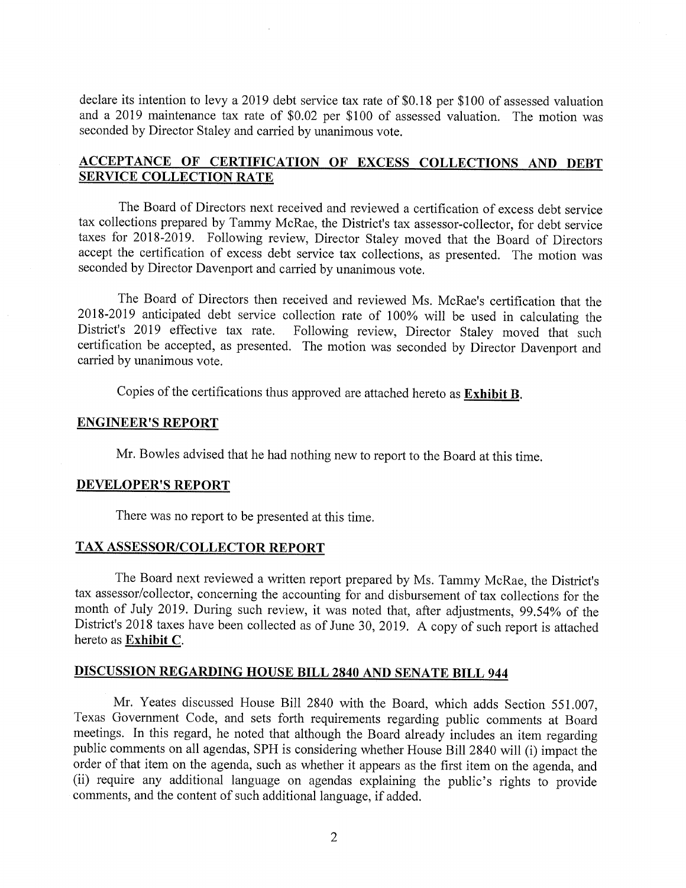declare its intention to levy a 2019 debt service tax rate of $0.18 per $100 of assessed valuation and a 2019 maintenance tax rate of $0.02 per $100 of assessed valuation. The motion was seconded by Director Staley and carried by unanimous vote.

## ACCEPTANCE OF CERTIFICATION OF EXCESS COLLECTIONS AND DEBT SERVICE COLLECTION RATE

The Board of Directors next received and reviewed a certification of excess debt service tax collections prepared by Tammy McRae, the District's tax assessor-collector, for debt service taxes for 2018-2019. Following review, Director Staley moved that the Board of Directors accept the certification of excess debt service tax collections, as presented. The motion was seconded by Director Davenport and carried by unanimous vote.

The Board of Directors then received and reviewed Ms. McRae's certification that the 2018-2019 anticipated debt service collection rate of 100% will be used in calculating the District's 2019 effective tax rate. Following review, Director Staley moved that such certification be accepted, as presented. The motion was seconded by Director Davenport and carried by unanimous vote.

Copies of the certifications thus approved are attached hereto as **Exhibit B**.

## ENGINEER'S REPORT

Mr. Bowles advised that he had nothing new to report to the Board at this time.

## DEVELOPER'S REPORT

There was no report to be presented at this time.

## TAX ASSESSOR/COLLECTOR REPORT

The Board next reviewed a written report prepared by Ms. Tammy McRae, the District's tax assessor/collector, concerning the accounting for and disbursement of tax collections for the month of July 2019. During such review, it was noted that, after adjustments, 99.54% of the District's 2018 taxes have been collected as of June 30, 2019. A copy of such report is attached hereto as **Exhibit C**.

## DISCUSSION REGARDING HOUSE BILL 2840 AND SENATE BILL 944

Mr. Yeates discussed House Bill 2840 with the Board, which adds Section 551.007, Texas Government Code, and sets forth requirements regarding public comments at Board meetings. In this regard, he noted that although the Board already includes an item regarding public comments on all agendas, SPH is considering whether House Bill 2840 will (i) impact the order of that item on the agenda, such as whether it appears as the first item on the agenda, and (ii) require any additional language on agendas explaining the public's rights to provide comments, and the content of such additional language, if added.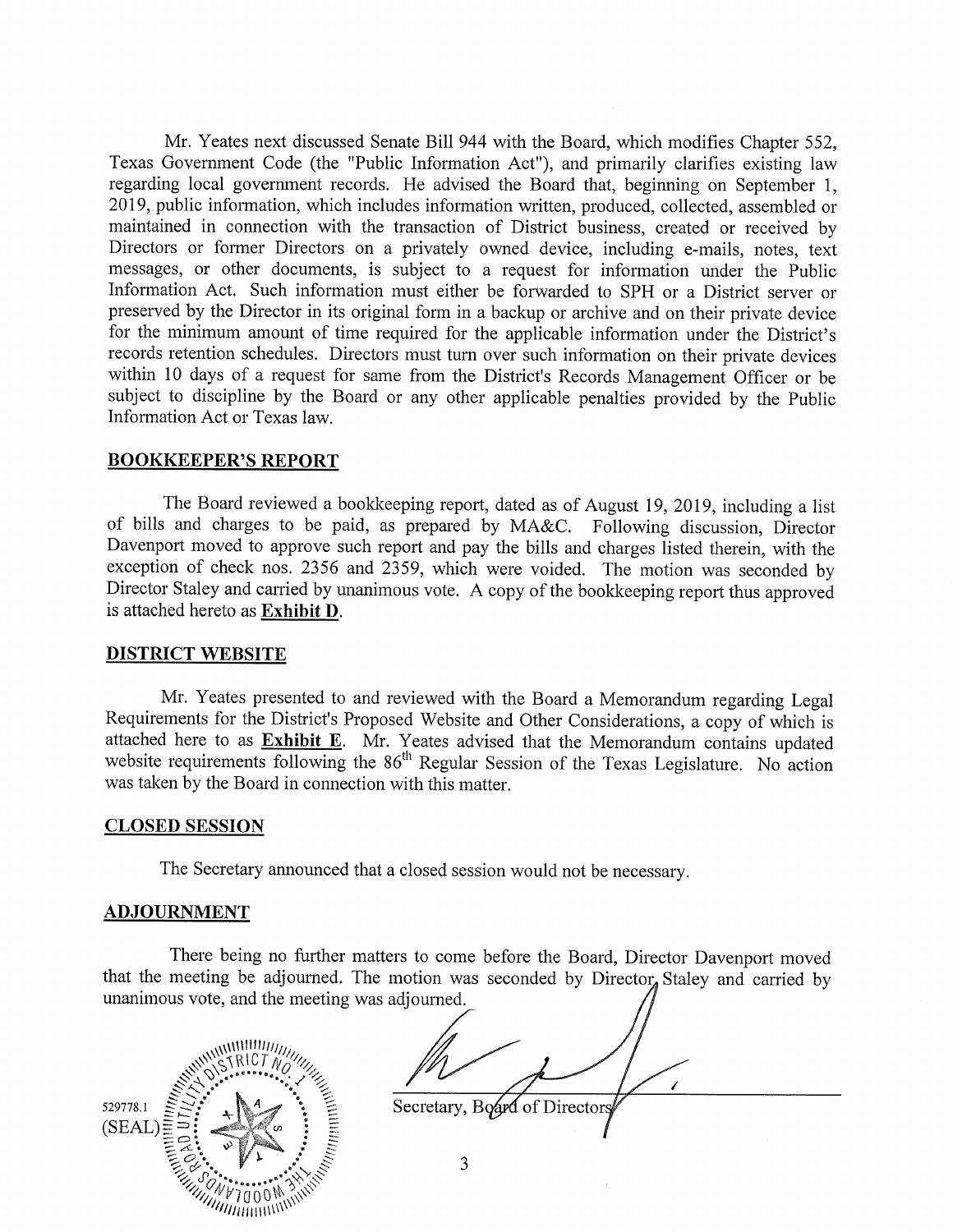Mr. Yeates next discussed Senate Bill 944 with the Board, which modifies Chapter 552, Texas Government Code (the "Public Information Act"), and primarily clarifies existing law regarding local government records. He advised the Board that, beginning on September 1, 2019, public information, which includes information written, produced, collected, assembled or maintained in connection with the transaction of District business, created or received by Directors or former Directors on a privately owned device, including e-mails, notes, text messages, or other documents, is subject to a request for information under the Public Information Act. Such information must either be forwarded to SPH or a District server or preserved by the Director in its original form in a backup or archive and on their private device for the minimum amount of time required for the applicable information under the District's records retention schedules. Directors must turn over such information on their private devices within 10 days of a request for same from the District's Records Management Officer or be subject to discipline by the Board or any other applicable penalties provided by the Public Information Act or Texas law.

**BOOKKEEPER'S REPORT**

The Board reviewed a bookkeeping report, dated as of August 19, 2019, including a list of bills and charges to be paid, as prepared by MA&C. Following discussion, Director Davenport moved to approve such report and pay the bills and charges listed therein, with the exception of check nos. 2356 and 2359, which were voided. The motion was seconded by Director Staley and carried by unanimous vote. A copy of the bookkeeping report thus approved is attached hereto as **Exhibit D**.

**DISTRICT WEBSITE**

Mr. Yeates presented to and reviewed with the Board a Memorandum regarding Legal Requirements for the District's Proposed Website and Other Considerations, a copy of which is attached here to as **Exhibit E**. Mr. Yeates advised that the Memorandum contains updated website requirements following the 86th Regular Session of the Texas Legislature. No action was taken by the Board in connection with this matter.

**CLOSED SESSION**

The Secretary announced that a closed session would not be necessary.

**ADJOURNMENT**

There being no further matters to come before the Board, Director Davenport moved that the meeting be adjourned. The motion was seconded by Director Staley and carried by unanimous vote, and the meeting was adjourned.

Secretary, Board of Directors

529778.1
(SEAL)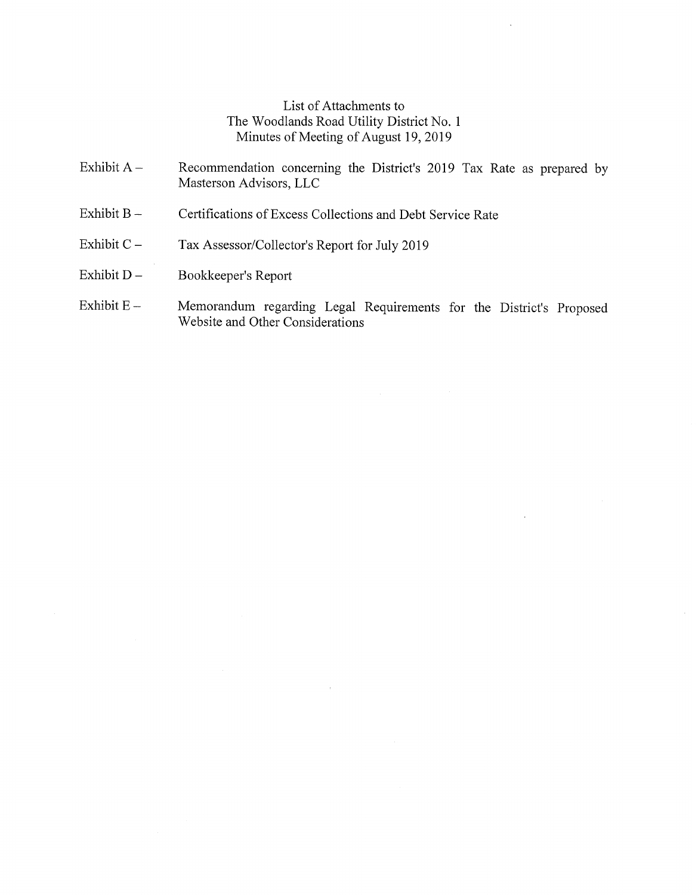List of Attachments to
The Woodlands Road Utility District No. 1
Minutes of Meeting of August 19, 2019

Exhibit A – Recommendation concerning the District's 2019 Tax Rate as prepared by Masterson Advisors, LLC

Exhibit B – Certifications of Excess Collections and Debt Service Rate

Exhibit C – Tax Assessor/Collector's Report for July 2019

Exhibit D – Bookkeeper's Report

Exhibit E – Memorandum regarding Legal Requirements for the District's Proposed Website and Other Considerations